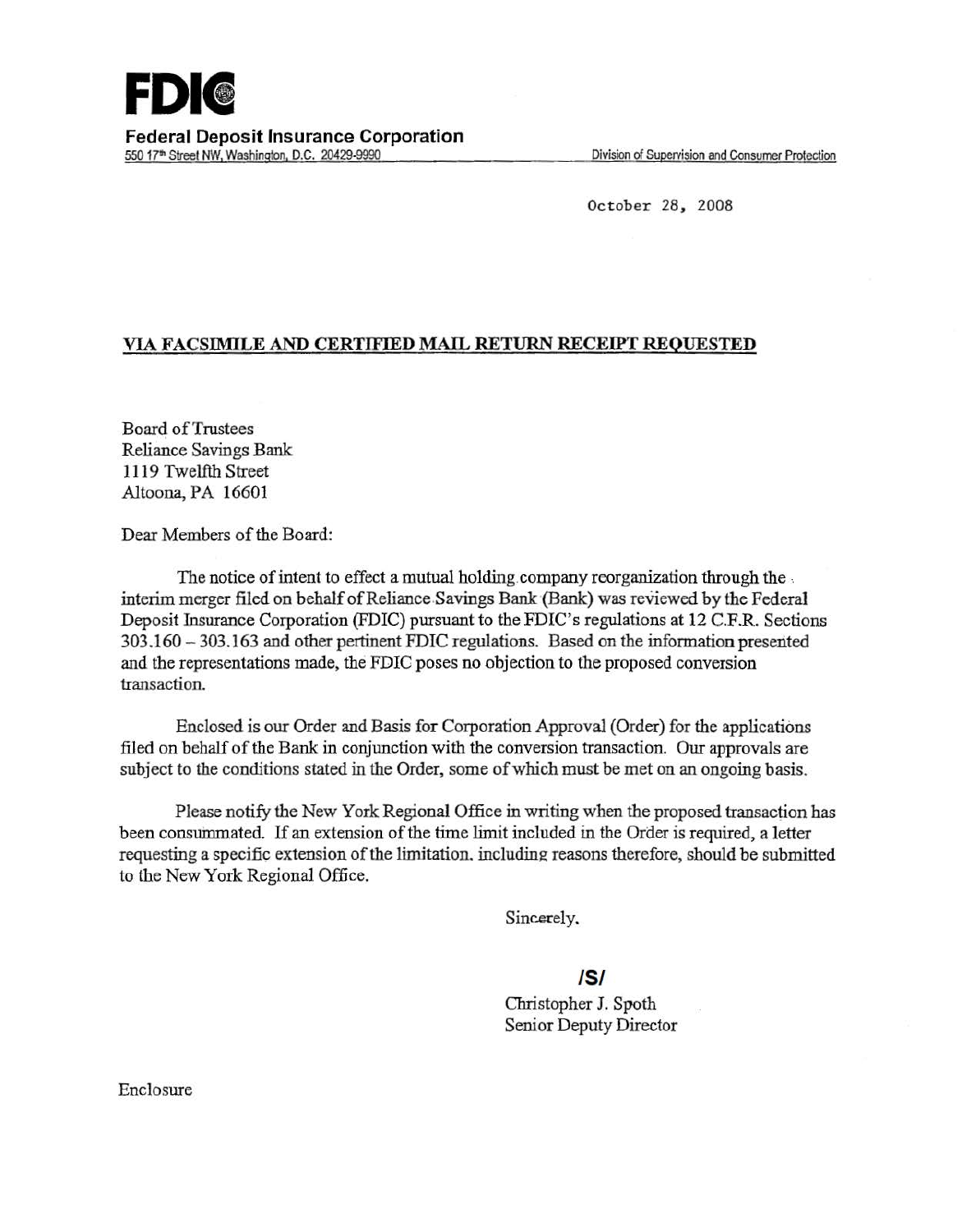# FDIC

**Federal Deposit Insurance Corporation**
550 17th Street NW, Washington, D.C. 20429-9990

Division of Supervision and Consumer Protection

October 28, 2008

**VIA FACSIMILE AND CERTIFIED MAIL RETURN RECEIPT REQUESTED**

Board of Trustees
Reliance Savings Bank
1119 Twelfth Street
Altoona, PA 16601

Dear Members of the Board:

The notice of intent to effect a mutual holding company reorganization through the interim merger filed on behalf of Reliance Savings Bank (Bank) was reviewed by the Federal Deposit Insurance Corporation (FDIC) pursuant to the FDIC's regulations at 12 C.F.R. Sections 303.160 – 303.163 and other pertinent FDIC regulations. Based on the information presented and the representations made, the FDIC poses no objection to the proposed conversion transaction.

Enclosed is our Order and Basis for Corporation Approval (Order) for the applications filed on behalf of the Bank in conjunction with the conversion transaction. Our approvals are subject to the conditions stated in the Order, some of which must be met on an ongoing basis.

Please notify the New York Regional Office in writing when the proposed transaction has been consummated. If an extension of the time limit included in the Order is required, a letter requesting a specific extension of the limitation, including reasons therefore, should be submitted to the New York Regional Office.

Sincerely,

/S/

Christopher J. Spoth
Senior Deputy Director

Enclosure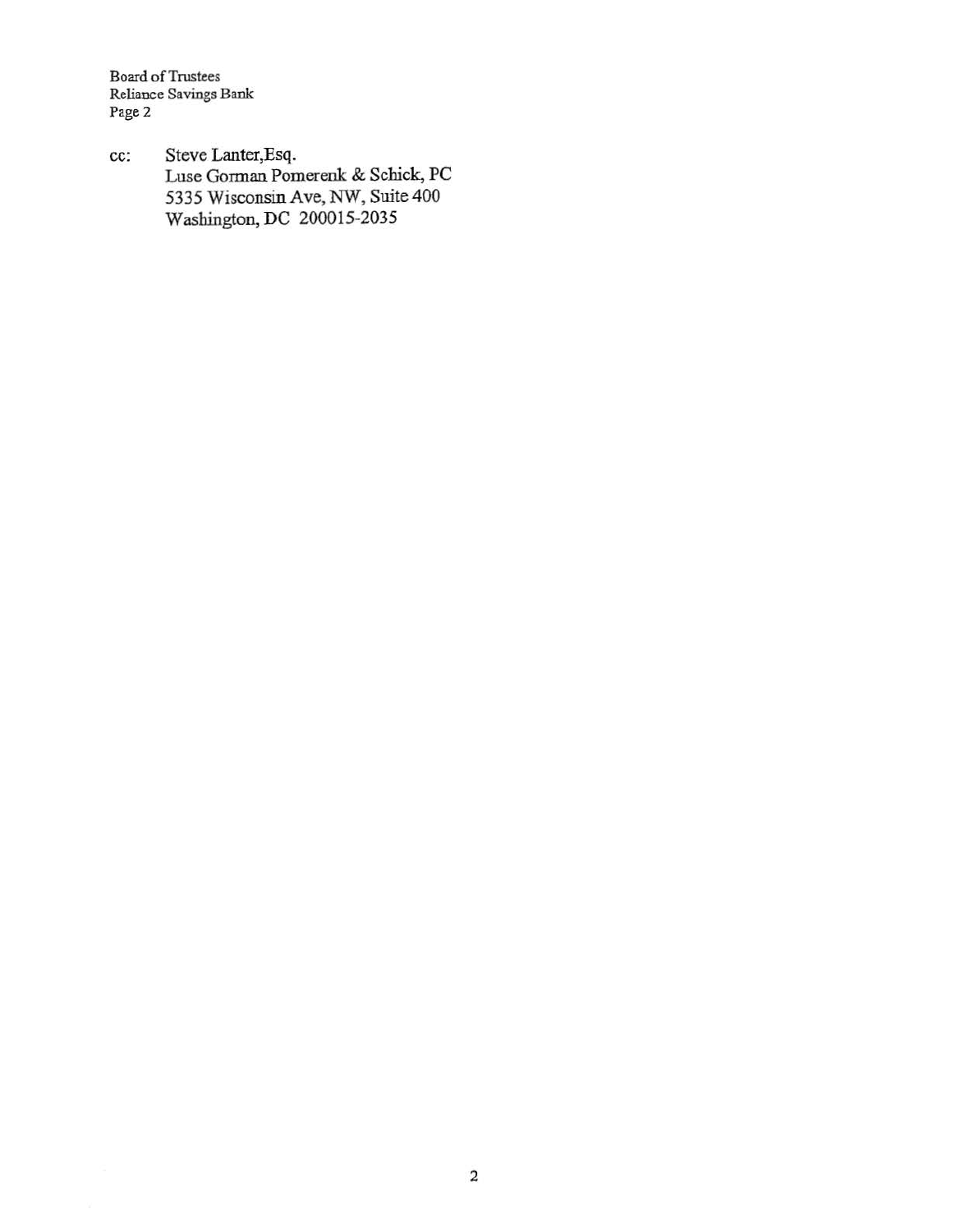cc: Steve Lanter,Esq.
Luse Gorman Pomerenk & Schick, PC
5335 Wisconsin Ave, NW, Suite 400
Washington, DC 200015-2035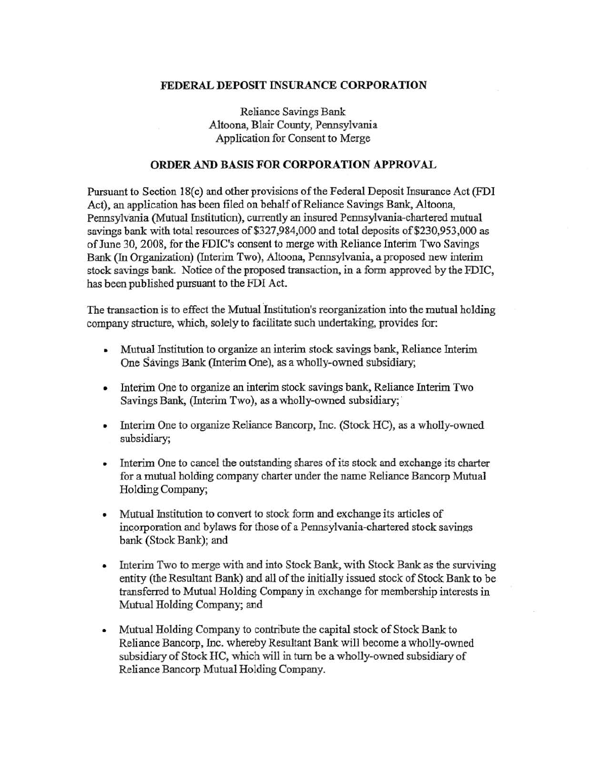**FEDERAL DEPOSIT INSURANCE CORPORATION**

Reliance Savings Bank
Altoona, Blair County, Pennsylvania
Application for Consent to Merge

**ORDER AND BASIS FOR CORPORATION APPROVAL**

Pursuant to Section 18(c) and other provisions of the Federal Deposit Insurance Act (FDI Act), an application has been filed on behalf of Reliance Savings Bank, Altoona, Pennsylvania (Mutual Institution), currently an insured Pennsylvania-chartered mutual savings bank with total resources of $327,984,000 and total deposits of $230,953,000 as of June 30, 2008, for the FDIC's consent to merge with Reliance Interim Two Savings Bank (In Organization) (Interim Two), Altoona, Pennsylvania, a proposed new interim stock savings bank. Notice of the proposed transaction, in a form approved by the FDIC, has been published pursuant to the FDI Act.

The transaction is to effect the Mutual Institution's reorganization into the mutual holding company structure, which, solely to facilitate such undertaking, provides for:

- Mutual Institution to organize an interim stock savings bank, Reliance Interim One Savings Bank (Interim One), as a wholly-owned subsidiary;
- Interim One to organize an interim stock savings bank, Reliance Interim Two Savings Bank, (Interim Two), as a wholly-owned subsidiary;
- Interim One to organize Reliance Bancorp, Inc. (Stock HC), as a wholly-owned subsidiary;
- Interim One to cancel the outstanding shares of its stock and exchange its charter for a mutual holding company charter under the name Reliance Bancorp Mutual Holding Company;
- Mutual Institution to convert to stock form and exchange its articles of incorporation and bylaws for those of a Pennsylvania-chartered stock savings bank (Stock Bank); and
- Interim Two to merge with and into Stock Bank, with Stock Bank as the surviving entity (the Resultant Bank) and all of the initially issued stock of Stock Bank to be transferred to Mutual Holding Company in exchange for membership interests in Mutual Holding Company; and
- Mutual Holding Company to contribute the capital stock of Stock Bank to Reliance Bancorp, Inc. whereby Resultant Bank will become a wholly-owned subsidiary of Stock HC, which will in turn be a wholly-owned subsidiary of Reliance Bancorp Mutual Holding Company.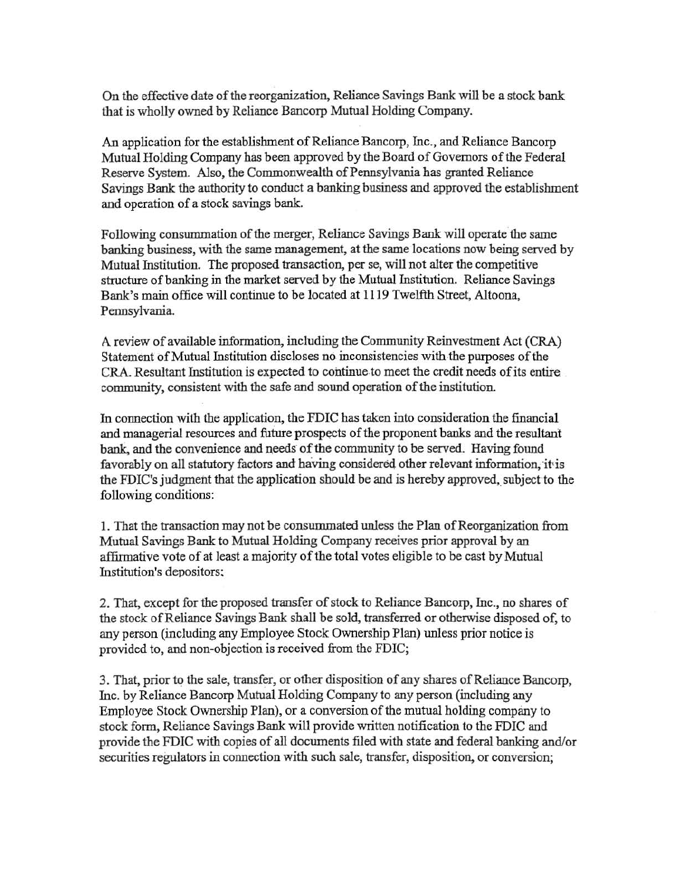On the effective date of the reorganization, Reliance Savings Bank will be a stock bank that is wholly owned by Reliance Bancorp Mutual Holding Company.

An application for the establishment of Reliance Bancorp, Inc., and Reliance Bancorp Mutual Holding Company has been approved by the Board of Governors of the Federal Reserve System. Also, the Commonwealth of Pennsylvania has granted Reliance Savings Bank the authority to conduct a banking business and approved the establishment and operation of a stock savings bank.

Following consummation of the merger, Reliance Savings Bank will operate the same banking business, with the same management, at the same locations now being served by Mutual Institution. The proposed transaction, per se, will not alter the competitive structure of banking in the market served by the Mutual Institution. Reliance Savings Bank's main office will continue to be located at 1119 Twelfth Street, Altoona, Pennsylvania.

A review of available information, including the Community Reinvestment Act (CRA) Statement of Mutual Institution discloses no inconsistencies with the purposes of the CRA. Resultant Institution is expected to continue to meet the credit needs of its entire community, consistent with the safe and sound operation of the institution.

In connection with the application, the FDIC has taken into consideration the financial and managerial resources and future prospects of the proponent banks and the resultant bank, and the convenience and needs of the community to be served. Having found favorably on all statutory factors and having considered other relevant information, it is the FDIC's judgment that the application should be and is hereby approved, subject to the following conditions:

1. That the transaction may not be consummated unless the Plan of Reorganization from Mutual Savings Bank to Mutual Holding Company receives prior approval by an affirmative vote of at least a majority of the total votes eligible to be cast by Mutual Institution's depositors;

2. That, except for the proposed transfer of stock to Reliance Bancorp, Inc., no shares of the stock of Reliance Savings Bank shall be sold, transferred or otherwise disposed of, to any person (including any Employee Stock Ownership Plan) unless prior notice is provided to, and non-objection is received from the FDIC;

3. That, prior to the sale, transfer, or other disposition of any shares of Reliance Bancorp, Inc. by Reliance Bancorp Mutual Holding Company to any person (including any Employee Stock Ownership Plan), or a conversion of the mutual holding company to stock form, Reliance Savings Bank will provide written notification to the FDIC and provide the FDIC with copies of all documents filed with state and federal banking and/or securities regulators in connection with such sale, transfer, disposition, or conversion;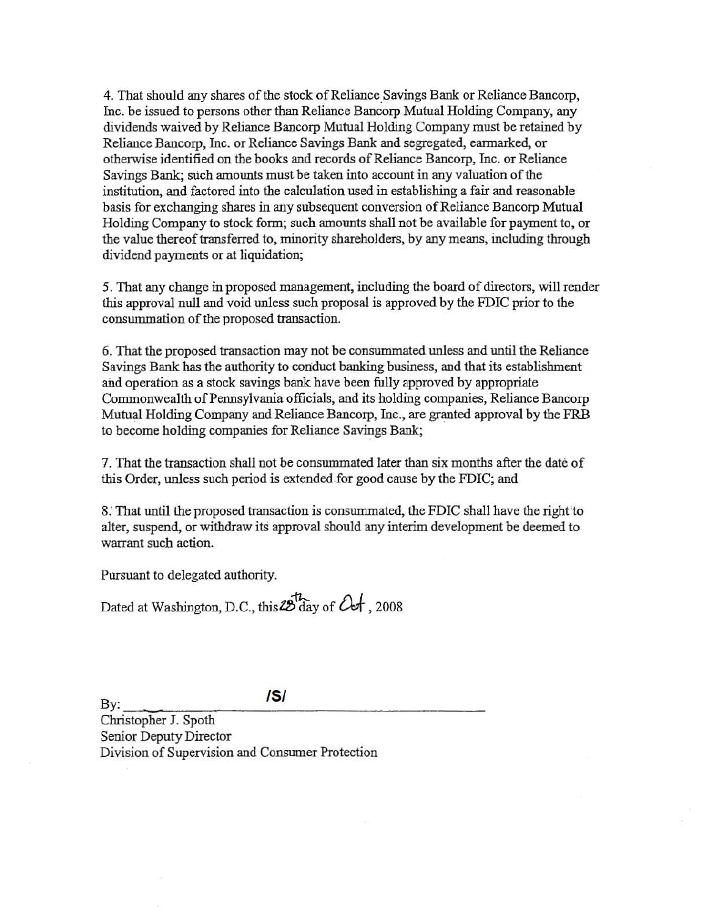4. That should any shares of the stock of Reliance Savings Bank or Reliance Bancorp, Inc. be issued to persons other than Reliance Bancorp Mutual Holding Company, any dividends waived by Reliance Bancorp Mutual Holding Company must be retained by Reliance Bancorp, Inc. or Reliance Savings Bank and segregated, earmarked, or otherwise identified on the books and records of Reliance Bancorp, Inc. or Reliance Savings Bank; such amounts must be taken into account in any valuation of the institution, and factored into the calculation used in establishing a fair and reasonable basis for exchanging shares in any subsequent conversion of Reliance Bancorp Mutual Holding Company to stock form; such amounts shall not be available for payment to, or the value thereof transferred to, minority shareholders, by any means, including through dividend payments or at liquidation;

5. That any change in proposed management, including the board of directors, will render this approval null and void unless such proposal is approved by the FDIC prior to the consummation of the proposed transaction.

6. That the proposed transaction may not be consummated unless and until the Reliance Savings Bank has the authority to conduct banking business, and that its establishment and operation as a stock savings bank have been fully approved by appropriate Commonwealth of Pennsylvania officials, and its holding companies, Reliance Bancorp Mutual Holding Company and Reliance Bancorp, Inc., are granted approval by the FRB to become holding companies for Reliance Savings Bank;

7. That the transaction shall not be consummated later than six months after the date of this Order, unless such period is extended for good cause by the FDIC; and

8. That until the proposed transaction is consummated, the FDIC shall have the right to alter, suspend, or withdraw its approval should any interim development be deemed to warrant such action.

Pursuant to delegated authority.

Dated at Washington, D.C., this 28th day of Oct, 2008

By: /S/

Christopher J. Spoth
Senior Deputy Director
Division of Supervision and Consumer Protection